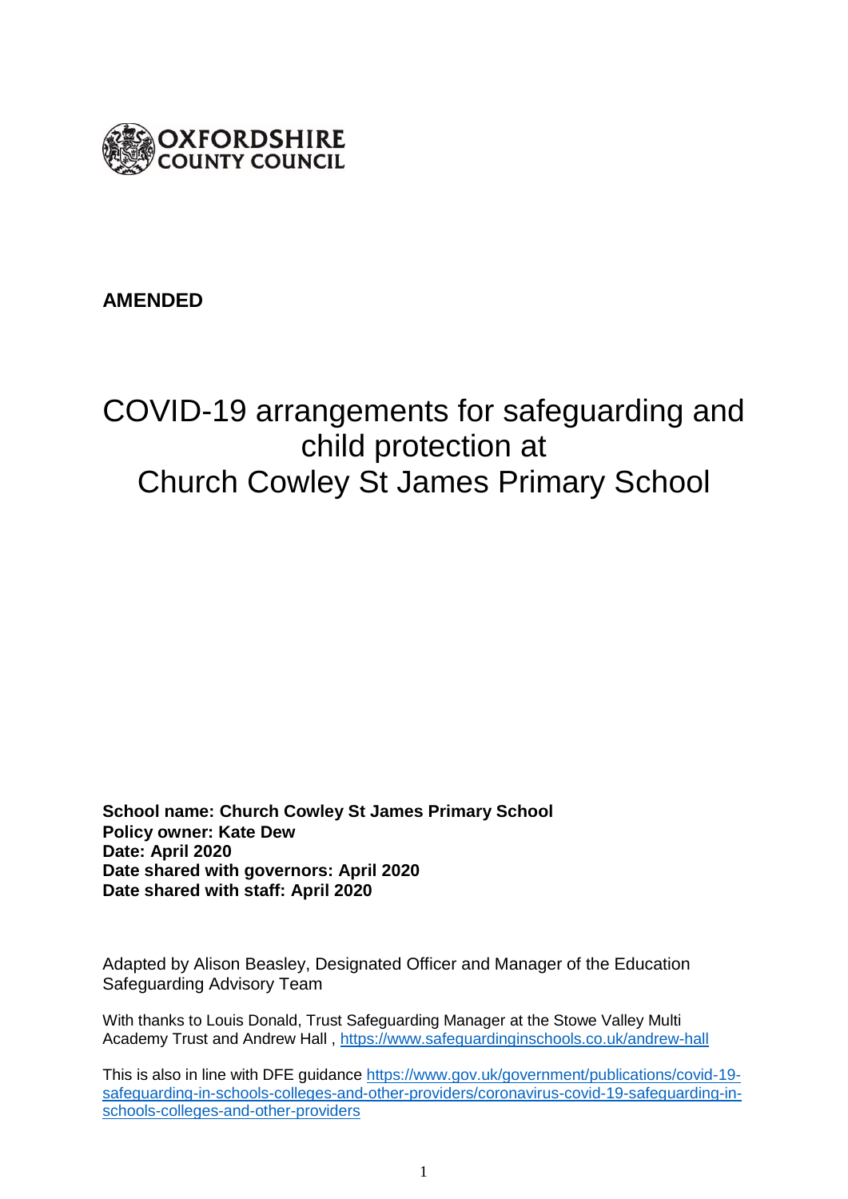OXFORDSHIRE COUNTY COUNCIL

**AMENDED**

# COVID-19 arrangements for safeguarding and child protection at Church Cowley St James Primary School

**School name: Church Cowley St James Primary School**
**Policy owner: Kate Dew**
**Date: April 2020**
**Date shared with governors: April 2020**
**Date shared with staff: April 2020**

Adapted by Alison Beasley, Designated Officer and Manager of the Education Safeguarding Advisory Team

With thanks to Louis Donald, Trust Safeguarding Manager at the Stowe Valley Multi Academy Trust and Andrew Hall , https://www.safeguardinginschools.co.uk/andrew-hall

This is also in line with DFE guidance https://www.gov.uk/government/publications/covid-19-safeguarding-in-schools-colleges-and-other-providers/coronavirus-covid-19-safeguarding-in-schools-colleges-and-other-providers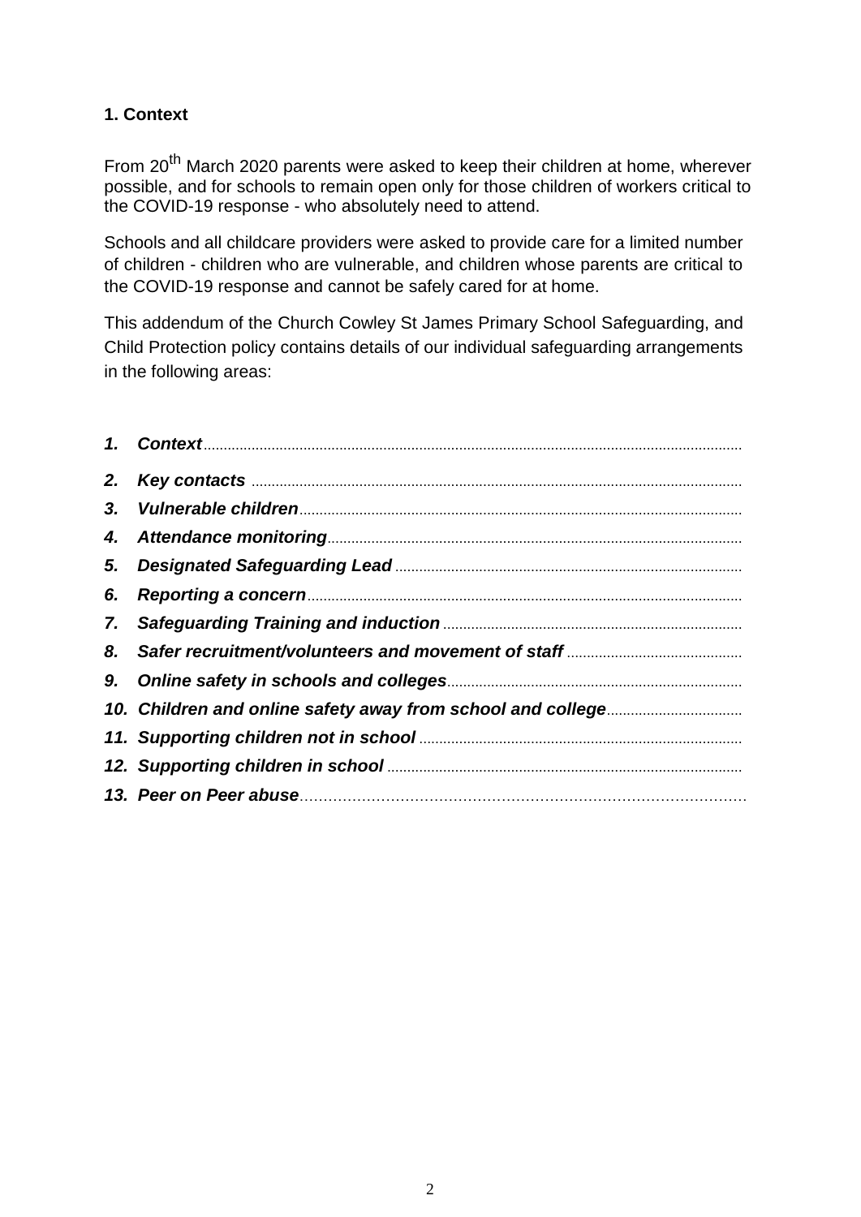## 1. Context

From 20th March 2020 parents were asked to keep their children at home, wherever possible, and for schools to remain open only for those children of workers critical to the COVID-19 response - who absolutely need to attend.

Schools and all childcare providers were asked to provide care for a limited number of children - children who are vulnerable, and children whose parents are critical to the COVID-19 response and cannot be safely cared for at home.

This addendum of the Church Cowley St James Primary School Safeguarding, and Child Protection policy contains details of our individual safeguarding arrangements in the following areas:

1. ***Context***
2. ***Key contacts***
3. ***Vulnerable children***
4. ***Attendance monitoring***
5. ***Designated Safeguarding Lead***
6. ***Reporting a concern***
7. ***Safeguarding Training and induction***
8. ***Safer recruitment/volunteers and movement of staff***
9. ***Online safety in schools and colleges***
10. ***Children and online safety away from school and college***
11. ***Supporting children not in school***
12. ***Supporting children in school***
13. ***Peer on Peer abuse***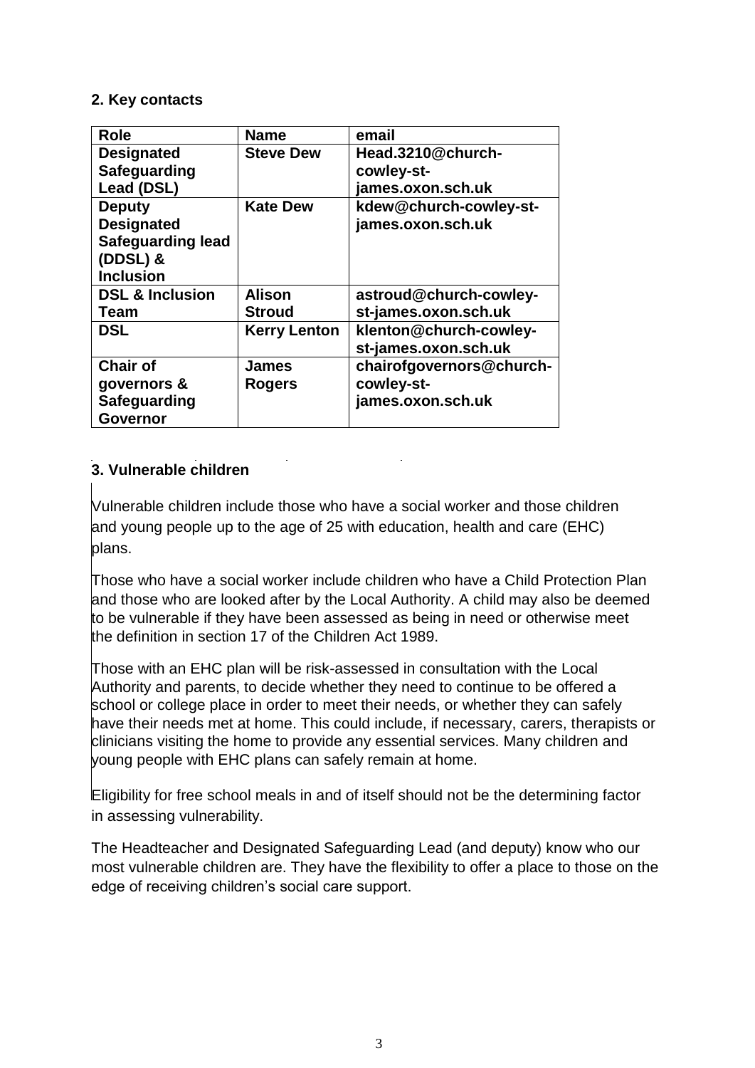## 2. Key contacts

| Role | Name | email |
|---|---|---|
| **Designated Safeguarding Lead (DSL)** | **Steve Dew** | **Head.3210@church-cowley-st-james.oxon.sch.uk** |
| **Deputy Designated Safeguarding lead (DDSL) & Inclusion** | **Kate Dew** | **kdew@church-cowley-st-james.oxon.sch.uk** |
| **DSL & Inclusion Team** | **Alison Stroud** | **astroud@church-cowley-st-james.oxon.sch.uk** |
| **DSL** | **Kerry Lenton** | **klenton@church-cowley-st-james.oxon.sch.uk** |
| **Chair of governors & Safeguarding Governor** | **James Rogers** | **chairofgovernors@church-cowley-st-james.oxon.sch.uk** |

## 3. Vulnerable children

Vulnerable children include those who have a social worker and those children and young people up to the age of 25 with education, health and care (EHC) plans.

Those who have a social worker include children who have a Child Protection Plan and those who are looked after by the Local Authority. A child may also be deemed to be vulnerable if they have been assessed as being in need or otherwise meet the definition in section 17 of the Children Act 1989.

Those with an EHC plan will be risk-assessed in consultation with the Local Authority and parents, to decide whether they need to continue to be offered a school or college place in order to meet their needs, or whether they can safely have their needs met at home. This could include, if necessary, carers, therapists or clinicians visiting the home to provide any essential services. Many children and young people with EHC plans can safely remain at home.

Eligibility for free school meals in and of itself should not be the determining factor in assessing vulnerability.

The Headteacher and Designated Safeguarding Lead (and deputy) know who our most vulnerable children are. They have the flexibility to offer a place to those on the edge of receiving children's social care support.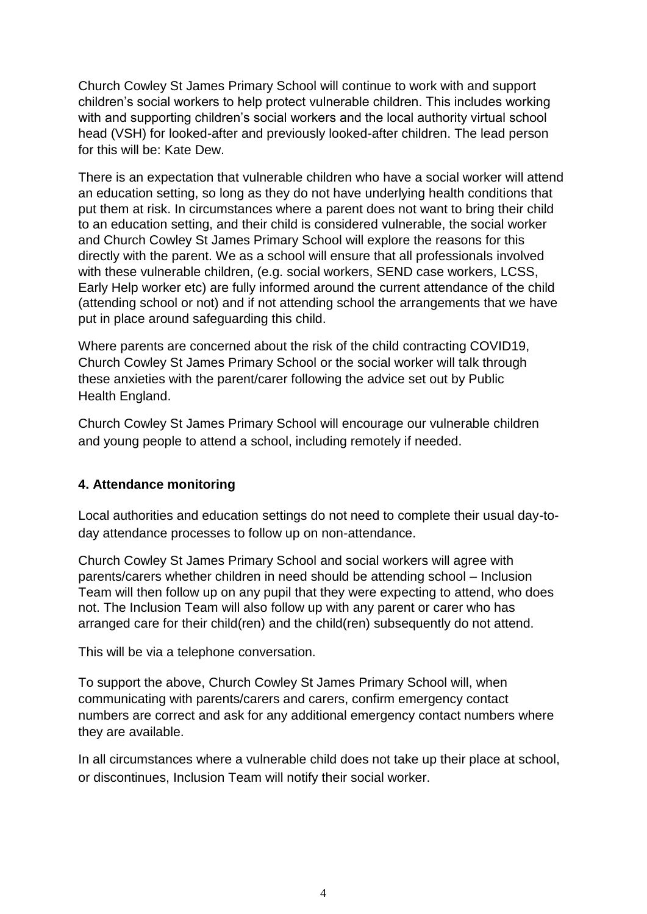Church Cowley St James Primary School will continue to work with and support children's social workers to help protect vulnerable children. This includes working with and supporting children's social workers and the local authority virtual school head (VSH) for looked-after and previously looked-after children. The lead person for this will be: Kate Dew.

There is an expectation that vulnerable children who have a social worker will attend an education setting, so long as they do not have underlying health conditions that put them at risk. In circumstances where a parent does not want to bring their child to an education setting, and their child is considered vulnerable, the social worker and Church Cowley St James Primary School will explore the reasons for this directly with the parent. We as a school will ensure that all professionals involved with these vulnerable children, (e.g. social workers, SEND case workers, LCSS, Early Help worker etc) are fully informed around the current attendance of the child (attending school or not) and if not attending school the arrangements that we have put in place around safeguarding this child.

Where parents are concerned about the risk of the child contracting COVID19, Church Cowley St James Primary School or the social worker will talk through these anxieties with the parent/carer following the advice set out by Public Health England.

Church Cowley St James Primary School will encourage our vulnerable children and young people to attend a school, including remotely if needed.

### 4. Attendance monitoring

Local authorities and education settings do not need to complete their usual day-to-day attendance processes to follow up on non-attendance.

Church Cowley St James Primary School and social workers will agree with parents/carers whether children in need should be attending school – Inclusion Team will then follow up on any pupil that they were expecting to attend, who does not. The Inclusion Team will also follow up with any parent or carer who has arranged care for their child(ren) and the child(ren) subsequently do not attend.

This will be via a telephone conversation.

To support the above, Church Cowley St James Primary School will, when communicating with parents/carers and carers, confirm emergency contact numbers are correct and ask for any additional emergency contact numbers where they are available.

In all circumstances where a vulnerable child does not take up their place at school, or discontinues, Inclusion Team will notify their social worker.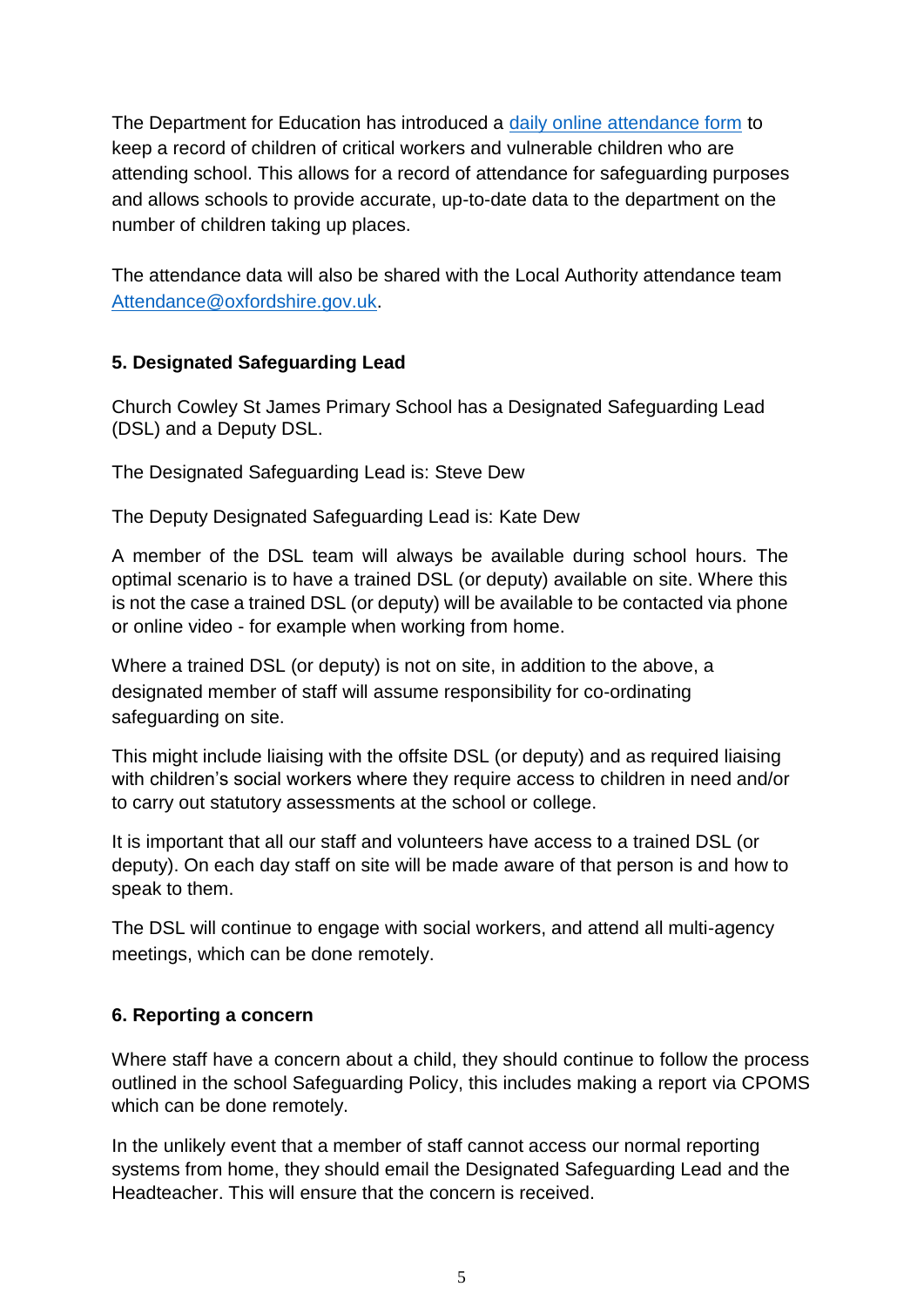The Department for Education has introduced a [daily online attendance form](#) to keep a record of children of critical workers and vulnerable children who are attending school. This allows for a record of attendance for safeguarding purposes and allows schools to provide accurate, up-to-date data to the department on the number of children taking up places.

The attendance data will also be shared with the Local Authority attendance team [Attendance@oxfordshire.gov.uk](mailto:Attendance@oxfordshire.gov.uk).

## 5. Designated Safeguarding Lead

Church Cowley St James Primary School has a Designated Safeguarding Lead (DSL) and a Deputy DSL.

The Designated Safeguarding Lead is: Steve Dew

The Deputy Designated Safeguarding Lead is: Kate Dew

A member of the DSL team will always be available during school hours. The optimal scenario is to have a trained DSL (or deputy) available on site. Where this is not the case a trained DSL (or deputy) will be available to be contacted via phone or online video - for example when working from home.

Where a trained DSL (or deputy) is not on site, in addition to the above, a designated member of staff will assume responsibility for co-ordinating safeguarding on site.

This might include liaising with the offsite DSL (or deputy) and as required liaising with children's social workers where they require access to children in need and/or to carry out statutory assessments at the school or college.

It is important that all our staff and volunteers have access to a trained DSL (or deputy). On each day staff on site will be made aware of that person is and how to speak to them.

The DSL will continue to engage with social workers, and attend all multi-agency meetings, which can be done remotely.

## 6. Reporting a concern

Where staff have a concern about a child, they should continue to follow the process outlined in the school Safeguarding Policy, this includes making a report via CPOMS which can be done remotely.

In the unlikely event that a member of staff cannot access our normal reporting systems from home, they should email the Designated Safeguarding Lead and the Headteacher. This will ensure that the concern is received.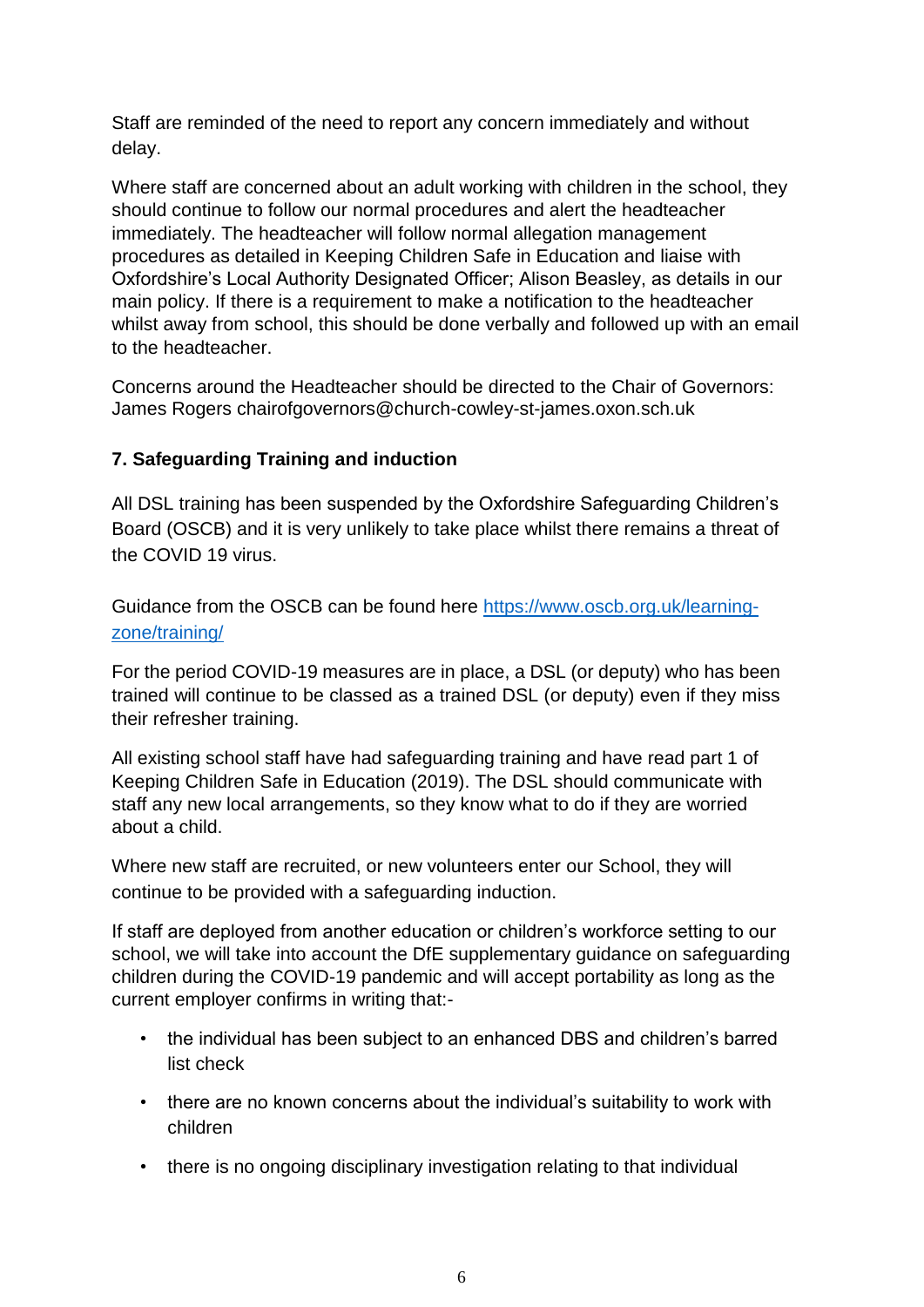Staff are reminded of the need to report any concern immediately and without delay.

Where staff are concerned about an adult working with children in the school, they should continue to follow our normal procedures and alert the headteacher immediately. The headteacher will follow normal allegation management procedures as detailed in Keeping Children Safe in Education and liaise with Oxfordshire's Local Authority Designated Officer; Alison Beasley, as details in our main policy. If there is a requirement to make a notification to the headteacher whilst away from school, this should be done verbally and followed up with an email to the headteacher.

Concerns around the Headteacher should be directed to the Chair of Governors: James Rogers chairofgovernors@church-cowley-st-james.oxon.sch.uk

**7. Safeguarding Training and induction**

All DSL training has been suspended by the Oxfordshire Safeguarding Children's Board (OSCB) and it is very unlikely to take place whilst there remains a threat of the COVID 19 virus.

Guidance from the OSCB can be found here [https://www.oscb.org.uk/learning-zone/training/](https://www.oscb.org.uk/learning-zone/training/)

For the period COVID-19 measures are in place, a DSL (or deputy) who has been trained will continue to be classed as a trained DSL (or deputy) even if they miss their refresher training.

All existing school staff have had safeguarding training and have read part 1 of Keeping Children Safe in Education (2019). The DSL should communicate with staff any new local arrangements, so they know what to do if they are worried about a child.

Where new staff are recruited, or new volunteers enter our School, they will continue to be provided with a safeguarding induction.

If staff are deployed from another education or children's workforce setting to our school, we will take into account the DfE supplementary guidance on safeguarding children during the COVID-19 pandemic and will accept portability as long as the current employer confirms in writing that:-

- the individual has been subject to an enhanced DBS and children's barred list check
- there are no known concerns about the individual's suitability to work with children
- there is no ongoing disciplinary investigation relating to that individual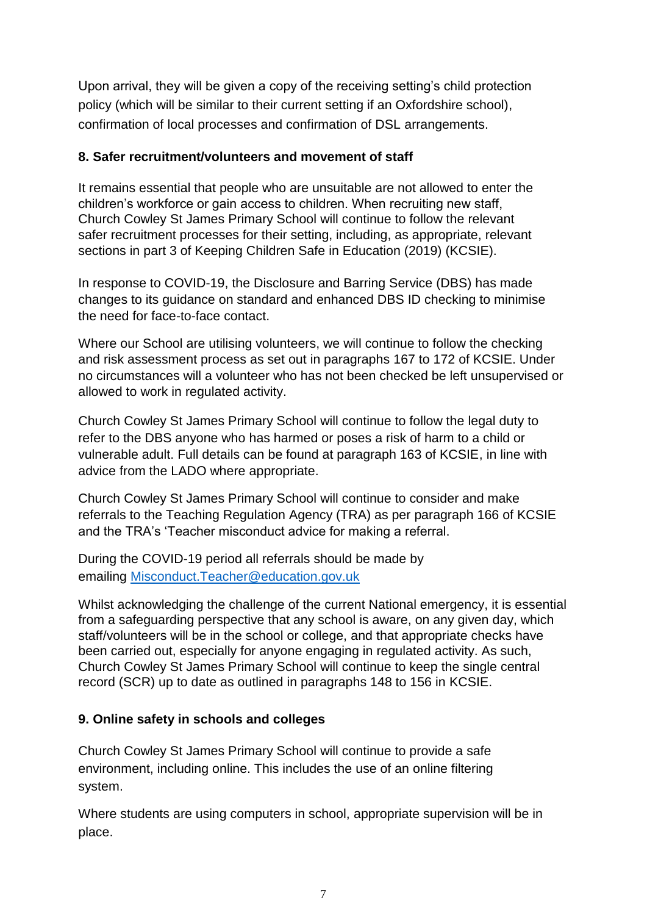Upon arrival, they will be given a copy of the receiving setting's child protection policy (which will be similar to their current setting if an Oxfordshire school), confirmation of local processes and confirmation of DSL arrangements.

**8. Safer recruitment/volunteers and movement of staff**

It remains essential that people who are unsuitable are not allowed to enter the children's workforce or gain access to children. When recruiting new staff, Church Cowley St James Primary School will continue to follow the relevant safer recruitment processes for their setting, including, as appropriate, relevant sections in part 3 of Keeping Children Safe in Education (2019) (KCSIE).

In response to COVID-19, the Disclosure and Barring Service (DBS) has made changes to its guidance on standard and enhanced DBS ID checking to minimise the need for face-to-face contact.

Where our School are utilising volunteers, we will continue to follow the checking and risk assessment process as set out in paragraphs 167 to 172 of KCSIE. Under no circumstances will a volunteer who has not been checked be left unsupervised or allowed to work in regulated activity.

Church Cowley St James Primary School will continue to follow the legal duty to refer to the DBS anyone who has harmed or poses a risk of harm to a child or vulnerable adult. Full details can be found at paragraph 163 of KCSIE, in line with advice from the LADO where appropriate.

Church Cowley St James Primary School will continue to consider and make referrals to the Teaching Regulation Agency (TRA) as per paragraph 166 of KCSIE and the TRA's 'Teacher misconduct advice for making a referral.

During the COVID-19 period all referrals should be made by emailing [Misconduct.Teacher@education.gov.uk](mailto:Misconduct.Teacher@education.gov.uk)

Whilst acknowledging the challenge of the current National emergency, it is essential from a safeguarding perspective that any school is aware, on any given day, which staff/volunteers will be in the school or college, and that appropriate checks have been carried out, especially for anyone engaging in regulated activity. As such, Church Cowley St James Primary School will continue to keep the single central record (SCR) up to date as outlined in paragraphs 148 to 156 in KCSIE.

**9. Online safety in schools and colleges**

Church Cowley St James Primary School will continue to provide a safe environment, including online. This includes the use of an online filtering system.

Where students are using computers in school, appropriate supervision will be in place.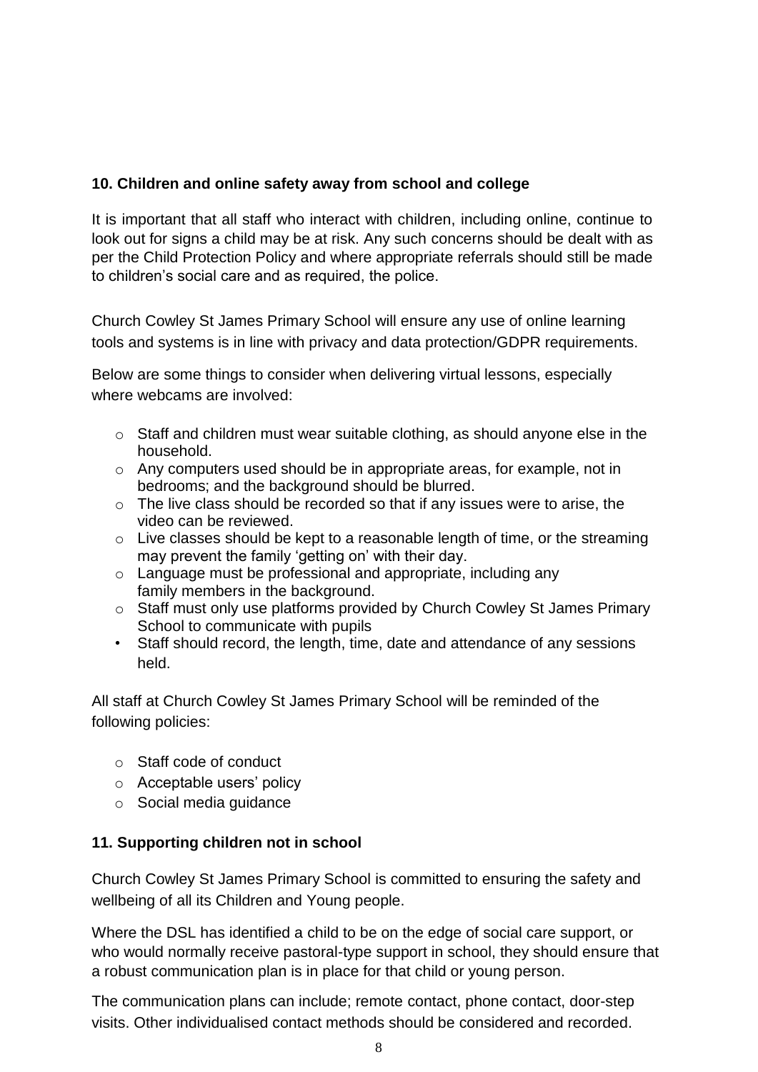## 10. Children and online safety away from school and college

It is important that all staff who interact with children, including online, continue to look out for signs a child may be at risk. Any such concerns should be dealt with as per the Child Protection Policy and where appropriate referrals should still be made to children's social care and as required, the police.

Church Cowley St James Primary School will ensure any use of online learning tools and systems is in line with privacy and data protection/GDPR requirements.

Below are some things to consider when delivering virtual lessons, especially where webcams are involved:

- Staff and children must wear suitable clothing, as should anyone else in the household.
- Any computers used should be in appropriate areas, for example, not in bedrooms; and the background should be blurred.
- The live class should be recorded so that if any issues were to arise, the video can be reviewed.
- Live classes should be kept to a reasonable length of time, or the streaming may prevent the family 'getting on' with their day.
- Language must be professional and appropriate, including any family members in the background.
- Staff must only use platforms provided by Church Cowley St James Primary School to communicate with pupils
- Staff should record, the length, time, date and attendance of any sessions held.

All staff at Church Cowley St James Primary School will be reminded of the following policies:

- Staff code of conduct
- Acceptable users' policy
- Social media guidance

## 11. Supporting children not in school

Church Cowley St James Primary School is committed to ensuring the safety and wellbeing of all its Children and Young people.

Where the DSL has identified a child to be on the edge of social care support, or who would normally receive pastoral-type support in school, they should ensure that a robust communication plan is in place for that child or young person.

The communication plans can include; remote contact, phone contact, door-step visits. Other individualised contact methods should be considered and recorded.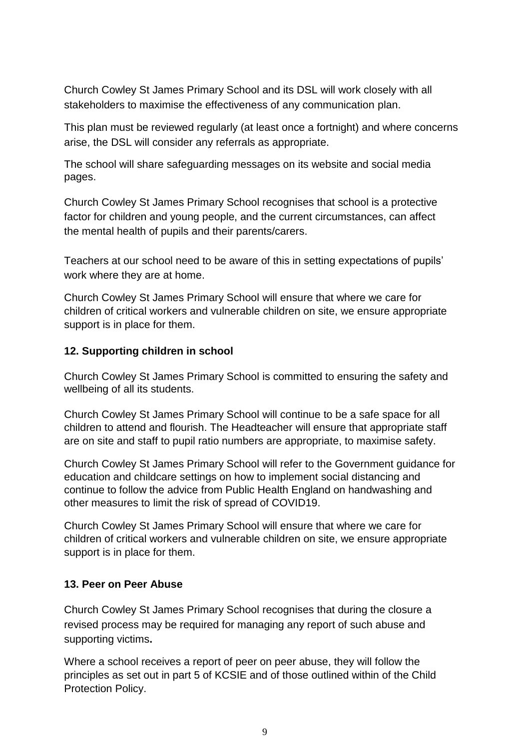Church Cowley St James Primary School and its DSL will work closely with all stakeholders to maximise the effectiveness of any communication plan.

This plan must be reviewed regularly (at least once a fortnight) and where concerns arise, the DSL will consider any referrals as appropriate.

The school will share safeguarding messages on its website and social media pages.

Church Cowley St James Primary School recognises that school is a protective factor for children and young people, and the current circumstances, can affect the mental health of pupils and their parents/carers.

Teachers at our school need to be aware of this in setting expectations of pupils' work where they are at home.

Church Cowley St James Primary School will ensure that where we care for children of critical workers and vulnerable children on site, we ensure appropriate support is in place for them.

### 12. Supporting children in school

Church Cowley St James Primary School is committed to ensuring the safety and wellbeing of all its students.

Church Cowley St James Primary School will continue to be a safe space for all children to attend and flourish. The Headteacher will ensure that appropriate staff are on site and staff to pupil ratio numbers are appropriate, to maximise safety.

Church Cowley St James Primary School will refer to the Government guidance for education and childcare settings on how to implement social distancing and continue to follow the advice from Public Health England on handwashing and other measures to limit the risk of spread of COVID19.

Church Cowley St James Primary School will ensure that where we care for children of critical workers and vulnerable children on site, we ensure appropriate support is in place for them.

### 13. Peer on Peer Abuse

Church Cowley St James Primary School recognises that during the closure a revised process may be required for managing any report of such abuse and supporting victims**.**

Where a school receives a report of peer on peer abuse, they will follow the principles as set out in part 5 of KCSIE and of those outlined within of the Child Protection Policy.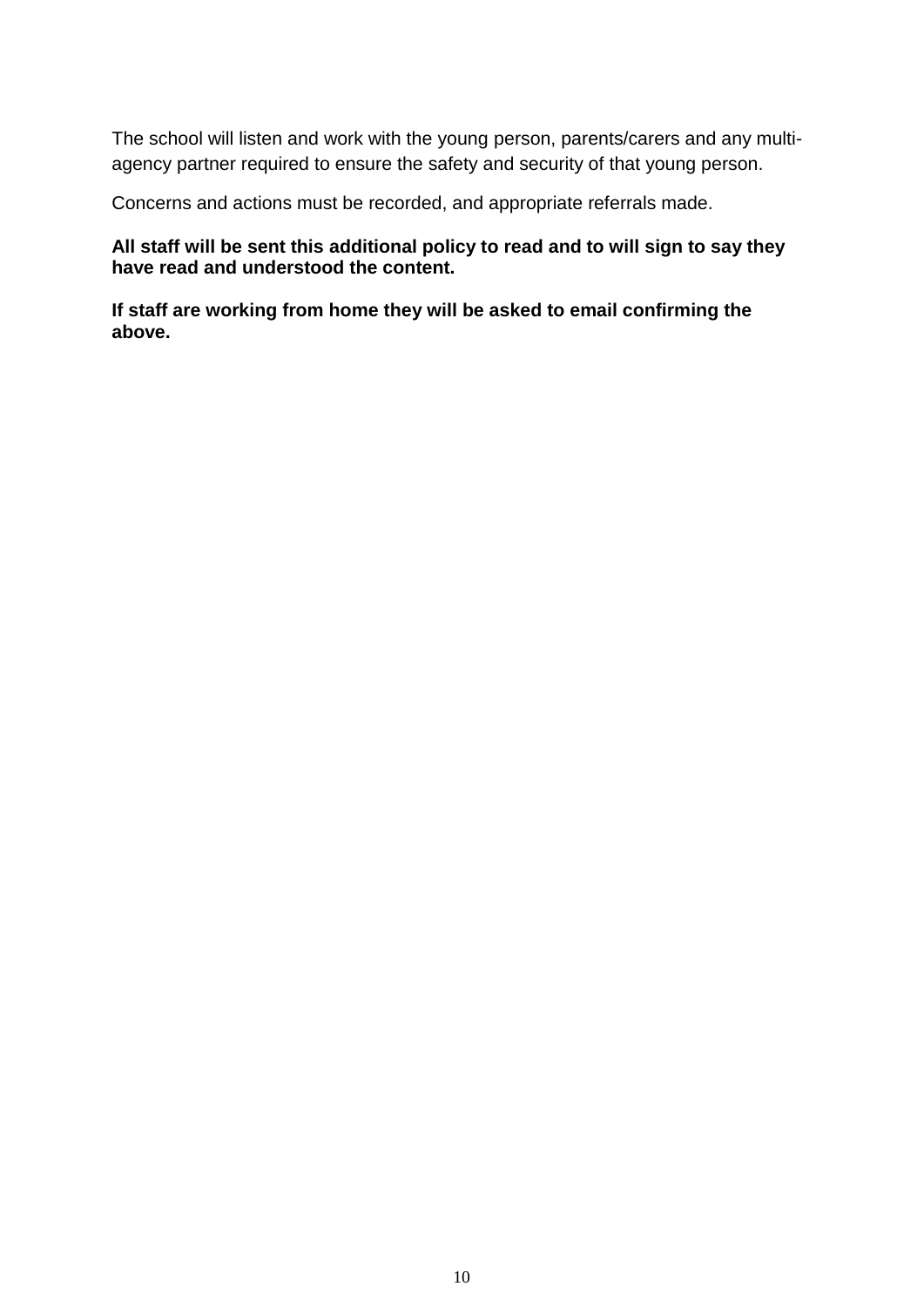The school will listen and work with the young person, parents/carers and any multi-agency partner required to ensure the safety and security of that young person.

Concerns and actions must be recorded, and appropriate referrals made.

**All staff will be sent this additional policy to read and to will sign to say they have read and understood the content.**

**If staff are working from home they will be asked to email confirming the above.**